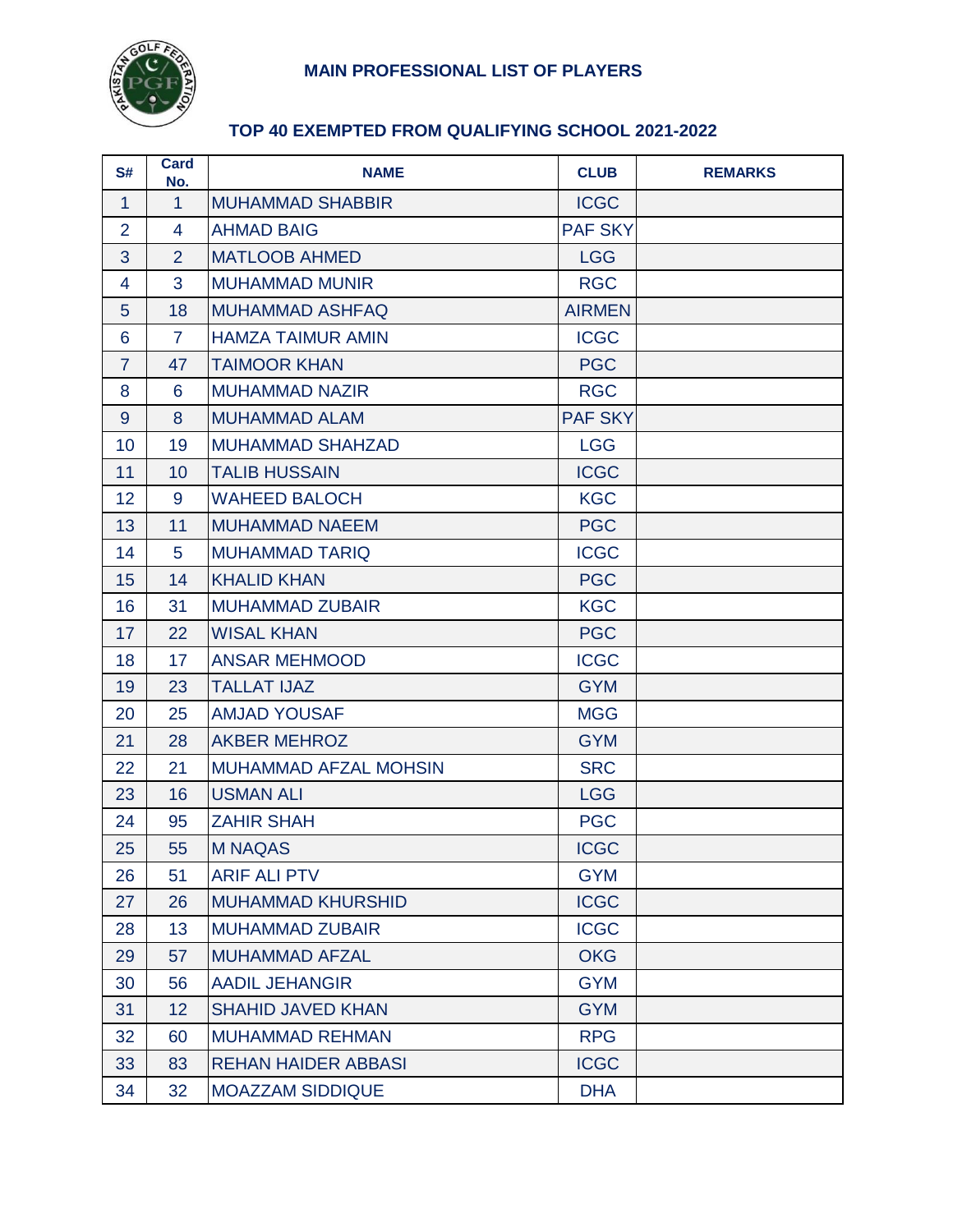**MAIN PROFESSIONAL LIST OF PLAYERS**

**TOP 40 EXEMPTED FROM QUALIFYING SCHOOL 2021-2022**

| S# | Card No. | NAME | CLUB | REMARKS |
|---|---|---|---|---|
| 1 | 1 | MUHAMMAD SHABBIR | ICGC | |
| 2 | 4 | AHMAD BAIG | PAF SKY | |
| 3 | 2 | MATLOOB AHMED | LGG | |
| 4 | 3 | MUHAMMAD MUNIR | RGC | |
| 5 | 18 | MUHAMMAD ASHFAQ | AIRMEN | |
| 6 | 7 | HAMZA TAIMUR AMIN | ICGC | |
| 7 | 47 | TAIMOOR KHAN | PGC | |
| 8 | 6 | MUHAMMAD NAZIR | RGC | |
| 9 | 8 | MUHAMMAD ALAM | PAF SKY | |
| 10 | 19 | MUHAMMAD SHAHZAD | LGG | |
| 11 | 10 | TALIB HUSSAIN | ICGC | |
| 12 | 9 | WAHEED BALOCH | KGC | |
| 13 | 11 | MUHAMMAD NAEEM | PGC | |
| 14 | 5 | MUHAMMAD TARIQ | ICGC | |
| 15 | 14 | KHALID KHAN | PGC | |
| 16 | 31 | MUHAMMAD ZUBAIR | KGC | |
| 17 | 22 | WISAL KHAN | PGC | |
| 18 | 17 | ANSAR MEHMOOD | ICGC | |
| 19 | 23 | TALLAT IJAZ | GYM | |
| 20 | 25 | AMJAD YOUSAF | MGG | |
| 21 | 28 | AKBER MEHROZ | GYM | |
| 22 | 21 | MUHAMMAD AFZAL MOHSIN | SRC | |
| 23 | 16 | USMAN ALI | LGG | |
| 24 | 95 | ZAHIR SHAH | PGC | |
| 25 | 55 | M NAQAS | ICGC | |
| 26 | 51 | ARIF ALI PTV | GYM | |
| 27 | 26 | MUHAMMAD KHURSHID | ICGC | |
| 28 | 13 | MUHAMMAD ZUBAIR | ICGC | |
| 29 | 57 | MUHAMMAD AFZAL | OKG | |
| 30 | 56 | AADIL JEHANGIR | GYM | |
| 31 | 12 | SHAHID JAVED KHAN | GYM | |
| 32 | 60 | MUHAMMAD REHMAN | RPG | |
| 33 | 83 | REHAN HAIDER ABBASI | ICGC | |
| 34 | 32 | MOAZZAM SIDDIQUE | DHA | |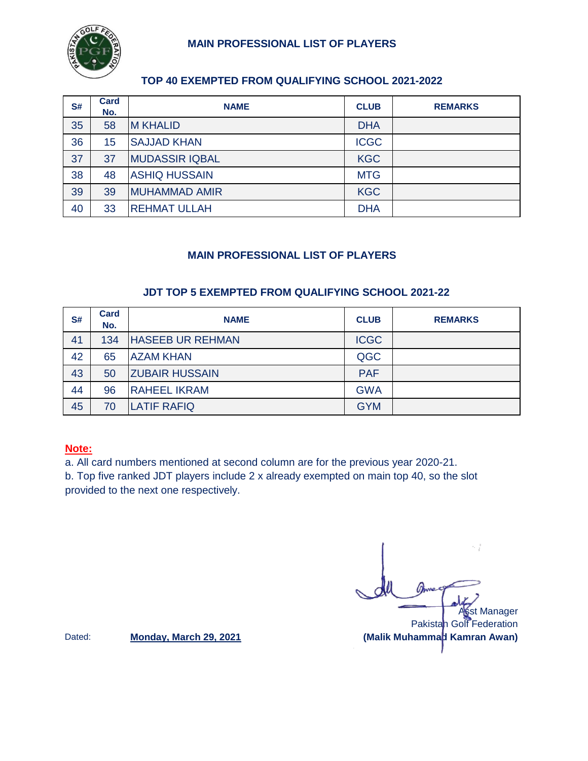## MAIN PROFESSIONAL LIST OF PLAYERS

### TOP 40 EXEMPTED FROM QUALIFYING SCHOOL 2021-2022

| S# | Card No. | NAME | CLUB | REMARKS |
|---|---|---|---|---|
| 35 | 58 | M KHALID | DHA | |
| 36 | 15 | SAJJAD KHAN | ICGC | |
| 37 | 37 | MUDASSIR IQBAL | KGC | |
| 38 | 48 | ASHIQ HUSSAIN | MTG | |
| 39 | 39 | MUHAMMAD AMIR | KGC | |
| 40 | 33 | REHMAT ULLAH | DHA | |

## MAIN PROFESSIONAL LIST OF PLAYERS

### JDT TOP 5 EXEMPTED FROM QUALIFYING SCHOOL 2021-22

| S# | Card No. | NAME | CLUB | REMARKS |
|---|---|---|---|---|
| 41 | 134 | HASEEB UR REHMAN | ICGC | |
| 42 | 65 | AZAM KHAN | QGC | |
| 43 | 50 | ZUBAIR HUSSAIN | PAF | |
| 44 | 96 | RAHEEL IKRAM | GWA | |
| 45 | 70 | LATIF RAFIQ | GYM | |

**Note:**

a. All card numbers mentioned at second column are for the previous year 2020-21.

b. Top five ranked JDT players include 2 x already exempted on main top 40, so the slot provided to the next one respectively.

Asst Manager
Pakistan Golf Federation
**(Malik Muhammad Kamran Awan)**

Dated: **Monday, March 29, 2021**